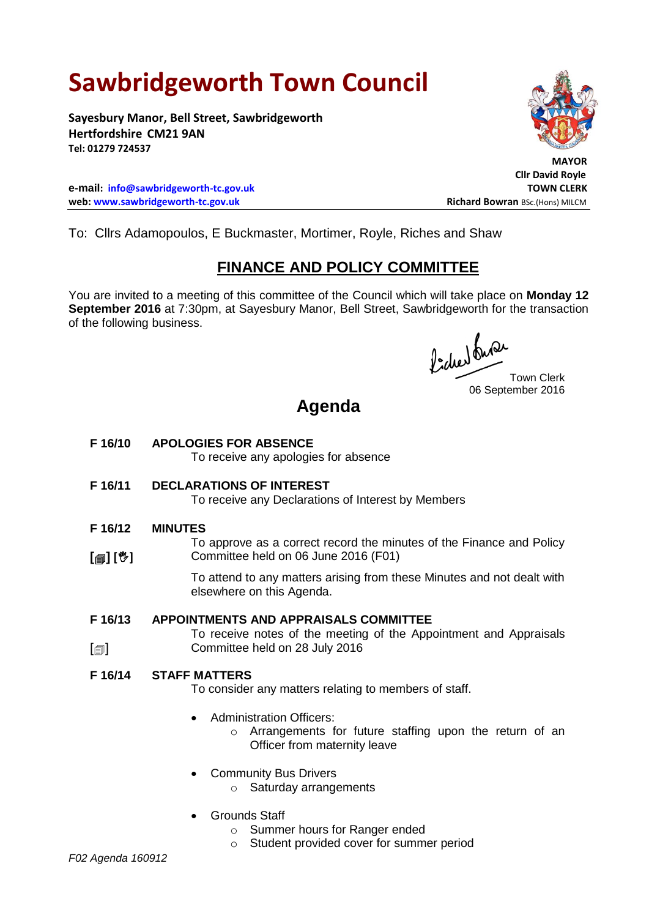# Sawbridgeworth Town Council

**Sayesbury Manor, Bell Street, Sawbridgeworth**
**Hertfordshire CM21 9AN**
**Tel: 01279 724537**

**MAYOR**
**Cllr David Royle**

**e-mail: info@sawbridgeworth-tc.gov.uk**
**web: www.sawbridgeworth-tc.gov.uk**

**TOWN CLERK**
**Richard Bowran** BSc.(Hons) MILCM

To: Cllrs Adamopoulos, E Buckmaster, Mortimer, Royle, Riches and Shaw

## FINANCE AND POLICY COMMITTEE

You are invited to a meeting of this committee of the Council which will take place on **Monday 12 September 2016** at 7:30pm, at Sayesbury Manor, Bell Street, Sawbridgeworth for the transaction of the following business.

Town Clerk
06 September 2016

# Agenda

**F 16/10 APOLOGIES FOR ABSENCE**

To receive any apologies for absence

**F 16/11 DECLARATIONS OF INTEREST**

To receive any Declarations of Interest by Members

**F 16/12 MINUTES**

**[📄] [✋]** To approve as a correct record the minutes of the Finance and Policy Committee held on 06 June 2016 (F01)

To attend to any matters arising from these Minutes and not dealt with elsewhere on this Agenda.

**F 16/13 APPOINTMENTS AND APPRAISALS COMMITTEE**

[📄] To receive notes of the meeting of the Appointment and Appraisals Committee held on 28 July 2016

**F 16/14 STAFF MATTERS**

To consider any matters relating to members of staff.

- Administration Officers:
  - Arrangements for future staffing upon the return of an Officer from maternity leave
- Community Bus Drivers
  - Saturday arrangements
- Grounds Staff
  - Summer hours for Ranger ended
  - Student provided cover for summer period

*F02 Agenda 160912*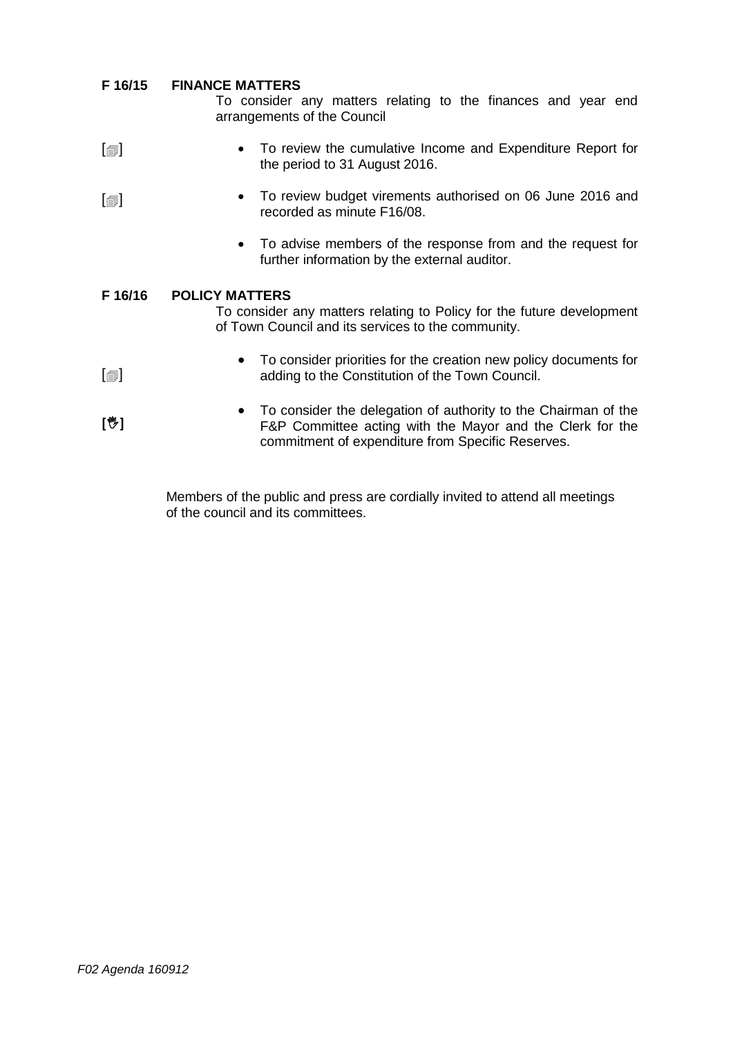**F 16/15 FINANCE MATTERS**

To consider any matters relating to the finances and year end arrangements of the Council

[🗐] 
- To review the cumulative Income and Expenditure Report for the period to 31 August 2016.

[🗐] 
- To review budget virements authorised on 06 June 2016 and recorded as minute F16/08.

- To advise members of the response from and the request for further information by the external auditor.

**F 16/16 POLICY MATTERS**

To consider any matters relating to Policy for the future development of Town Council and its services to the community.

[🗐] 
- To consider priorities for the creation new policy documents for adding to the Constitution of the Town Council.

**[✋]** 
- To consider the delegation of authority to the Chairman of the F&P Committee acting with the Mayor and the Clerk for the commitment of expenditure from Specific Reserves.

Members of the public and press are cordially invited to attend all meetings of the council and its committees.

*F02 Agenda 160912*